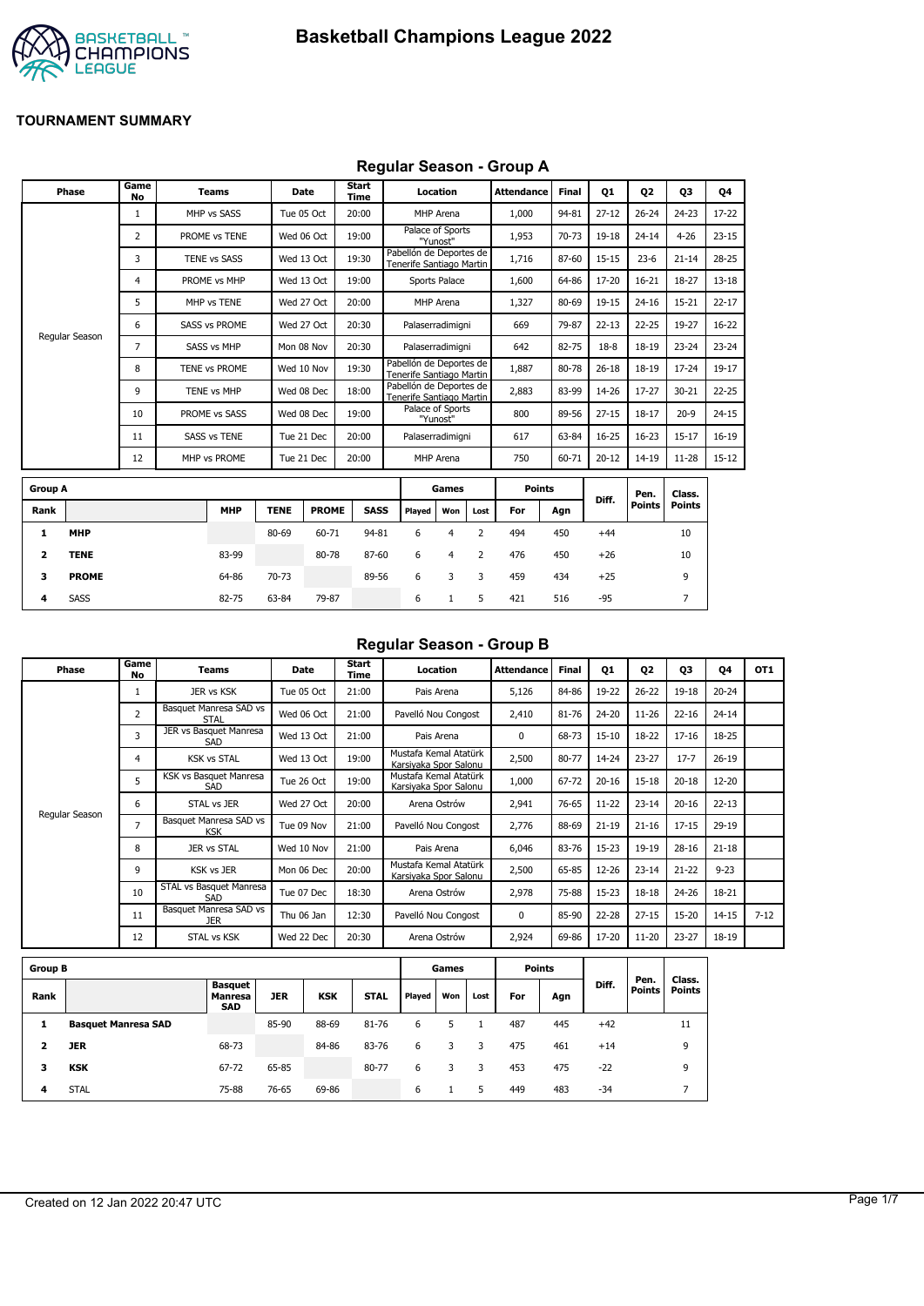# Basketball Champions League 2022

## TOURNAMENT SUMMARY

### Regular Season - Group A

| Phase | Game No | Teams | Date | Start Time | Location | Attendance | Final | Q1 | Q2 | Q3 | Q4 |
|---|---|---|---|---|---|---|---|---|---|---|---|
| Regular Season | 1 | MHP vs SASS | Tue 05 Oct | 20:00 | MHP Arena | 1,000 | 94-81 | 27-12 | 26-24 | 24-23 | 17-22 |
| | 2 | PROME vs TENE | Wed 06 Oct | 19:00 | Palace of Sports "Yunost" | 1,953 | 70-73 | 19-18 | 24-14 | 4-26 | 23-15 |
| | 3 | TENE vs SASS | Wed 13 Oct | 19:30 | Pabellón de Deportes de Tenerife Santiago Martin | 1,716 | 87-60 | 15-15 | 23-6 | 21-14 | 28-25 |
| | 4 | PROME vs MHP | Wed 13 Oct | 19:00 | Sports Palace | 1,600 | 64-86 | 17-20 | 16-21 | 18-27 | 13-18 |
| | 5 | MHP vs TENE | Wed 27 Oct | 20:00 | MHP Arena | 1,327 | 80-69 | 19-15 | 24-16 | 15-21 | 22-17 |
| | 6 | SASS vs PROME | Wed 27 Oct | 20:30 | Palaserradimigni | 669 | 79-87 | 22-13 | 22-25 | 19-27 | 16-22 |
| | 7 | SASS vs MHP | Mon 08 Nov | 20:30 | Palaserradimigni | 642 | 82-75 | 18-8 | 18-19 | 23-24 | 23-24 |
| | 8 | TENE vs PROME | Wed 10 Nov | 19:30 | Pabellón de Deportes de Tenerife Santiago Martin | 1,887 | 80-78 | 26-18 | 18-19 | 17-24 | 19-17 |
| | 9 | TENE vs MHP | Wed 08 Dec | 18:00 | Pabellón de Deportes de Tenerife Santiago Martin | 2,883 | 83-99 | 14-26 | 17-27 | 30-21 | 22-25 |
| | 10 | PROME vs SASS | Wed 08 Dec | 19:00 | Palace of Sports "Yunost" | 800 | 89-56 | 27-15 | 18-17 | 20-9 | 24-15 |
| | 11 | SASS vs TENE | Tue 21 Dec | 20:00 | Palaserradimigni | 617 | 63-84 | 16-25 | 16-23 | 15-17 | 16-19 |
| | 12 | MHP vs PROME | Tue 21 Dec | 20:00 | MHP Arena | 750 | 60-71 | 20-12 | 14-19 | 11-28 | 15-12 |

| Group A | | | | | | Games | | | Points | | Diff. | Pen. Points | Class. Points |
|---|---|---|---|---|---|---|---|---|---|---|---|---|---|
| Rank | | MHP | TENE | PROME | SASS | Played | Won | Lost | For | Agn | | | |
| 1 | **MHP** | | 80-69 | 60-71 | 94-81 | 6 | 4 | 2 | 494 | 450 | +44 | | 10 |
| 2 | **TENE** | 83-99 | | 80-78 | 87-60 | 6 | 4 | 2 | 476 | 450 | +26 | | 10 |
| 3 | **PROME** | 64-86 | 70-73 | | 89-56 | 6 | 3 | 3 | 459 | 434 | +25 | | 9 |
| 4 | SASS | 82-75 | 63-84 | 79-87 | | 6 | 1 | 5 | 421 | 516 | -95 | | 7 |

### Regular Season - Group B

| Phase | Game No | Teams | Date | Start Time | Location | Attendance | Final | Q1 | Q2 | Q3 | Q4 | OT1 |
|---|---|---|---|---|---|---|---|---|---|---|---|---|
| Regular Season | 1 | JER vs KSK | Tue 05 Oct | 21:00 | Pais Arena | 5,126 | 84-86 | 19-22 | 26-22 | 19-18 | 20-24 | |
| | 2 | Basquet Manresa SAD vs STAL | Wed 06 Oct | 21:00 | Pavelló Nou Congost | 2,410 | 81-76 | 24-20 | 11-26 | 22-16 | 24-14 | |
| | 3 | JER vs Basquet Manresa SAD | Wed 13 Oct | 21:00 | Pais Arena | 0 | 68-73 | 15-10 | 18-22 | 17-16 | 18-25 | |
| | 4 | KSK vs STAL | Wed 13 Oct | 19:00 | Mustafa Kemal Atatürk Karsiyaka Spor Salonu | 2,500 | 80-77 | 14-24 | 23-27 | 17-7 | 26-19 | |
| | 5 | KSK vs Basquet Manresa SAD | Tue 26 Oct | 19:00 | Mustafa Kemal Atatürk Karsiyaka Spor Salonu | 1,000 | 67-72 | 20-16 | 15-18 | 20-18 | 12-20 | |
| | 6 | STAL vs JER | Wed 27 Oct | 20:00 | Arena Ostrów | 2,941 | 76-65 | 11-22 | 23-14 | 20-16 | 22-13 | |
| | 7 | Basquet Manresa SAD vs KSK | Tue 09 Nov | 21:00 | Pavelló Nou Congost | 2,776 | 88-69 | 21-19 | 21-16 | 17-15 | 29-19 | |
| | 8 | JER vs STAL | Wed 10 Nov | 21:00 | Pais Arena | 6,046 | 83-76 | 15-23 | 19-19 | 28-16 | 21-18 | |
| | 9 | KSK vs JER | Mon 06 Dec | 20:00 | Mustafa Kemal Atatürk Karsiyaka Spor Salonu | 2,500 | 65-85 | 12-26 | 23-14 | 21-22 | 9-23 | |
| | 10 | STAL vs Basquet Manresa SAD | Tue 07 Dec | 18:30 | Arena Ostrów | 2,978 | 75-88 | 15-23 | 18-18 | 24-26 | 18-21 | |
| | 11 | Basquet Manresa SAD vs JER | Thu 06 Jan | 12:30 | Pavelló Nou Congost | 0 | 85-90 | 22-28 | 27-15 | 15-20 | 14-15 | 7-12 |
| | 12 | STAL vs KSK | Wed 22 Dec | 20:30 | Arena Ostrów | 2,924 | 69-86 | 17-20 | 11-20 | 23-27 | 18-19 | |

| Group B | | | | | | Games | | | Points | | Diff. | Pen. Points | Class. Points |
|---|---|---|---|---|---|---|---|---|---|---|---|---|---|
| Rank | | Basquet Manresa SAD | JER | KSK | STAL | Played | Won | Lost | For | Agn | | | |
| 1 | **Basquet Manresa SAD** | | 85-90 | 88-69 | 81-76 | 6 | 5 | 1 | 487 | 445 | +42 | | 11 |
| 2 | **JER** | 68-73 | | 84-86 | 83-76 | 6 | 3 | 3 | 475 | 461 | +14 | | 9 |
| 3 | **KSK** | 67-72 | 65-85 | | 80-77 | 6 | 3 | 3 | 453 | 475 | -22 | | 9 |
| 4 | STAL | 75-88 | 76-65 | 69-86 | | 6 | 1 | 5 | 449 | 483 | -34 | | 7 |

Created on 12 Jan 2022 20:47 UTC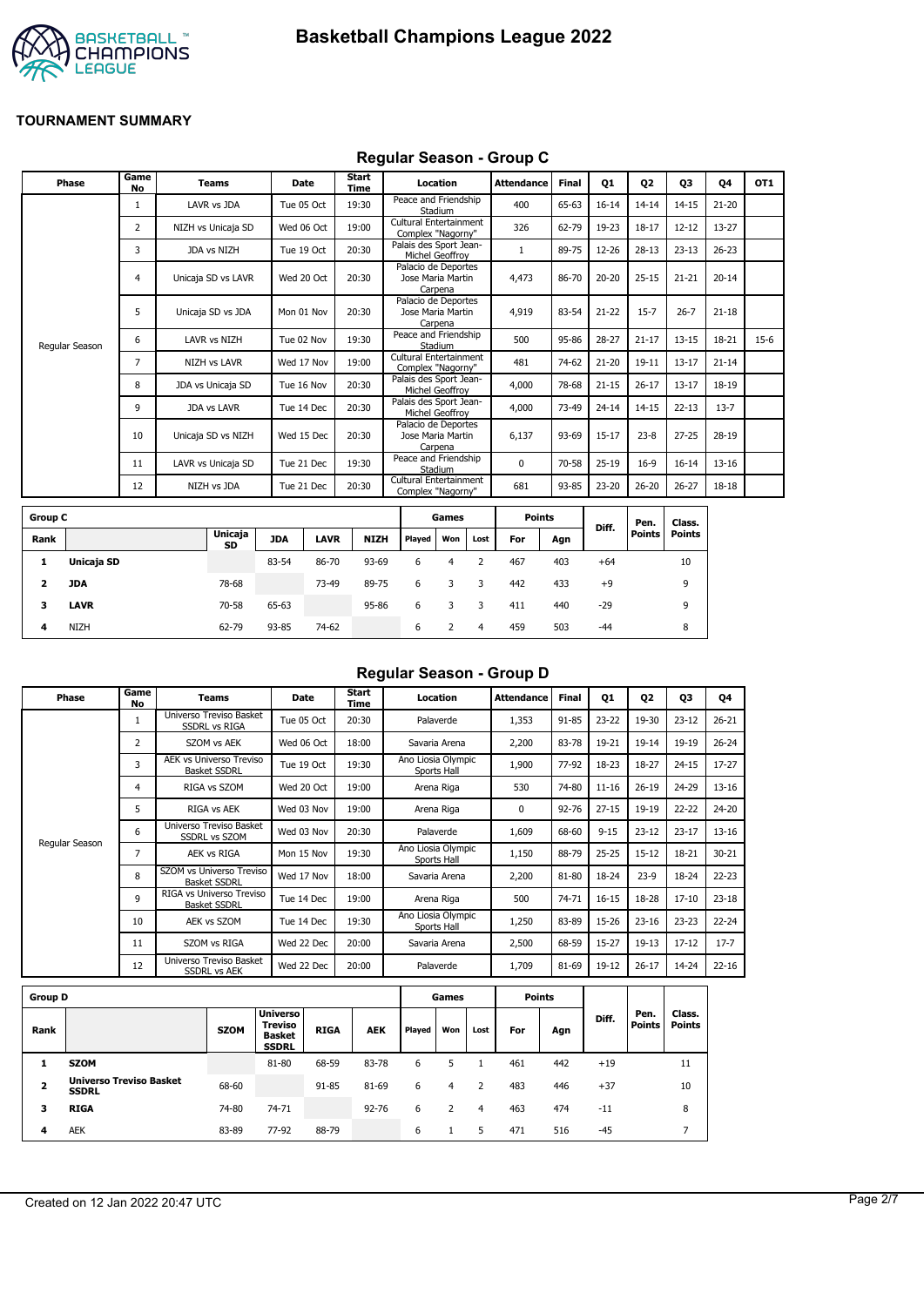# Basketball Champions League 2022

## TOURNAMENT SUMMARY

### Regular Season - Group C

| Phase | Game No | Teams | Date | Start Time | Location | Attendance | Final | Q1 | Q2 | Q3 | Q4 | OT1 |
|---|---|---|---|---|---|---|---|---|---|---|---|---|
| Regular Season | 1 | LAVR vs JDA | Tue 05 Oct | 19:30 | Peace and Friendship Stadium | 400 | 65-63 | 16-14 | 14-14 | 14-15 | 21-20 | |
| | 2 | NIZH vs Unicaja SD | Wed 06 Oct | 19:00 | Cultural Entertainment Complex "Nagorny" | 326 | 62-79 | 19-23 | 18-17 | 12-12 | 13-27 | |
| | 3 | JDA vs NIZH | Tue 19 Oct | 20:30 | Palais des Sport Jean-Michel Geoffroy | 1 | 89-75 | 12-26 | 28-13 | 23-13 | 26-23 | |
| | 4 | Unicaja SD vs LAVR | Wed 20 Oct | 20:30 | Palacio de Deportes Jose Maria Martin Carpena | 4,473 | 86-70 | 20-20 | 25-15 | 21-21 | 20-14 | |
| | 5 | Unicaja SD vs JDA | Mon 01 Nov | 20:30 | Palacio de Deportes Jose Maria Martin Carpena | 4,919 | 83-54 | 21-22 | 15-7 | 26-7 | 21-18 | |
| | 6 | LAVR vs NIZH | Tue 02 Nov | 19:30 | Peace and Friendship Stadium | 500 | 95-86 | 28-27 | 21-17 | 13-15 | 18-21 | 15-6 |
| | 7 | NIZH vs LAVR | Wed 17 Nov | 19:00 | Cultural Entertainment Complex "Nagorny" | 481 | 74-62 | 21-20 | 19-11 | 13-17 | 21-14 | |
| | 8 | JDA vs Unicaja SD | Tue 16 Nov | 20:30 | Palais des Sport Jean-Michel Geoffroy | 4,000 | 78-68 | 21-15 | 26-17 | 13-17 | 18-19 | |
| | 9 | JDA vs LAVR | Tue 14 Dec | 20:30 | Palais des Sport Jean-Michel Geoffroy | 4,000 | 73-49 | 24-14 | 14-15 | 22-13 | 13-7 | |
| | 10 | Unicaja SD vs NIZH | Wed 15 Dec | 20:30 | Palacio de Deportes Jose Maria Martin Carpena | 6,137 | 93-69 | 15-17 | 23-8 | 27-25 | 28-19 | |
| | 11 | LAVR vs Unicaja SD | Tue 21 Dec | 19:30 | Peace and Friendship Stadium | 0 | 70-58 | 25-19 | 16-9 | 16-14 | 13-16 | |
| | 12 | NIZH vs JDA | Tue 21 Dec | 20:30 | Cultural Entertainment Complex "Nagorny" | 681 | 93-85 | 23-20 | 26-20 | 26-27 | 18-18 | |

| Group C | | | | | | Games | | | Points | | | | |
|---|---|---|---|---|---|---|---|---|---|---|---|---|---|
| Rank | | Unicaja SD | JDA | LAVR | NIZH | Played | Won | Lost | For | Agn | Diff. | Pen. Points | Class. Points |
| 1 | **Unicaja SD** | | 83-54 | 86-70 | 93-69 | 6 | 4 | 2 | 467 | 403 | +64 | | 10 |
| 2 | **JDA** | 78-68 | | 73-49 | 89-75 | 6 | 3 | 3 | 442 | 433 | +9 | | 9 |
| 3 | **LAVR** | 70-58 | 65-63 | | 95-86 | 6 | 3 | 3 | 411 | 440 | -29 | | 9 |
| 4 | NIZH | 62-79 | 93-85 | 74-62 | | 6 | 2 | 4 | 459 | 503 | -44 | | 8 |

### Regular Season - Group D

| Phase | Game No | Teams | Date | Start Time | Location | Attendance | Final | Q1 | Q2 | Q3 | Q4 |
|---|---|---|---|---|---|---|---|---|---|---|---|
| Regular Season | 1 | Universo Treviso Basket SSDRL vs RIGA | Tue 05 Oct | 20:30 | Palaverde | 1,353 | 91-85 | 23-22 | 19-30 | 23-12 | 26-21 |
| | 2 | SZOM vs AEK | Wed 06 Oct | 18:00 | Savaria Arena | 2,200 | 83-78 | 19-21 | 19-14 | 19-19 | 26-24 |
| | 3 | AEK vs Universo Treviso Basket SSDRL | Tue 19 Oct | 19:30 | Ano Liosia Olympic Sports Hall | 1,900 | 77-92 | 18-23 | 18-27 | 24-15 | 17-27 |
| | 4 | RIGA vs SZOM | Wed 20 Oct | 19:00 | Arena Riga | 530 | 74-80 | 11-16 | 26-19 | 24-29 | 13-16 |
| | 5 | RIGA vs AEK | Wed 03 Nov | 19:00 | Arena Riga | 0 | 92-76 | 27-15 | 19-19 | 22-22 | 24-20 |
| | 6 | Universo Treviso Basket SSDRL vs SZOM | Wed 03 Nov | 20:30 | Palaverde | 1,609 | 68-60 | 9-15 | 23-12 | 23-17 | 13-16 |
| | 7 | AEK vs RIGA | Mon 15 Nov | 19:30 | Ano Liosia Olympic Sports Hall | 1,150 | 88-79 | 25-25 | 15-12 | 18-21 | 30-21 |
| | 8 | SZOM vs Universo Treviso Basket SSDRL | Wed 17 Nov | 18:00 | Savaria Arena | 2,200 | 81-80 | 18-24 | 23-9 | 18-24 | 22-23 |
| | 9 | RIGA vs Universo Treviso Basket SSDRL | Tue 14 Dec | 19:00 | Arena Riga | 500 | 74-71 | 16-15 | 18-28 | 17-10 | 23-18 |
| | 10 | AEK vs SZOM | Tue 14 Dec | 19:30 | Ano Liosia Olympic Sports Hall | 1,250 | 83-89 | 15-26 | 23-16 | 23-23 | 22-24 |
| | 11 | SZOM vs RIGA | Wed 22 Dec | 20:00 | Savaria Arena | 2,500 | 68-59 | 15-27 | 19-13 | 17-12 | 17-7 |
| | 12 | Universo Treviso Basket SSDRL vs AEK | Wed 22 Dec | 20:00 | Palaverde | 1,709 | 81-69 | 19-12 | 26-17 | 14-24 | 22-16 |

| Group D | | | | | | Games | | | Points | | | | |
|---|---|---|---|---|---|---|---|---|---|---|---|---|---|
| Rank | | SZOM | Universo Treviso Basket SSDRL | RIGA | AEK | Played | Won | Lost | For | Agn | Diff. | Pen. Points | Class. Points |
| 1 | **SZOM** | | 81-80 | 68-59 | 83-78 | 6 | 5 | 1 | 461 | 442 | +19 | | 11 |
| 2 | **Universo Treviso Basket SSDRL** | 68-60 | | 91-85 | 81-69 | 6 | 4 | 2 | 483 | 446 | +37 | | 10 |
| 3 | **RIGA** | 74-80 | 74-71 | | 92-76 | 6 | 2 | 4 | 463 | 474 | -11 | | 8 |
| 4 | AEK | 83-89 | 77-92 | 88-79 | | 6 | 1 | 5 | 471 | 516 | -45 | | 7 |

Created on 12 Jan 2022 20:47 UTC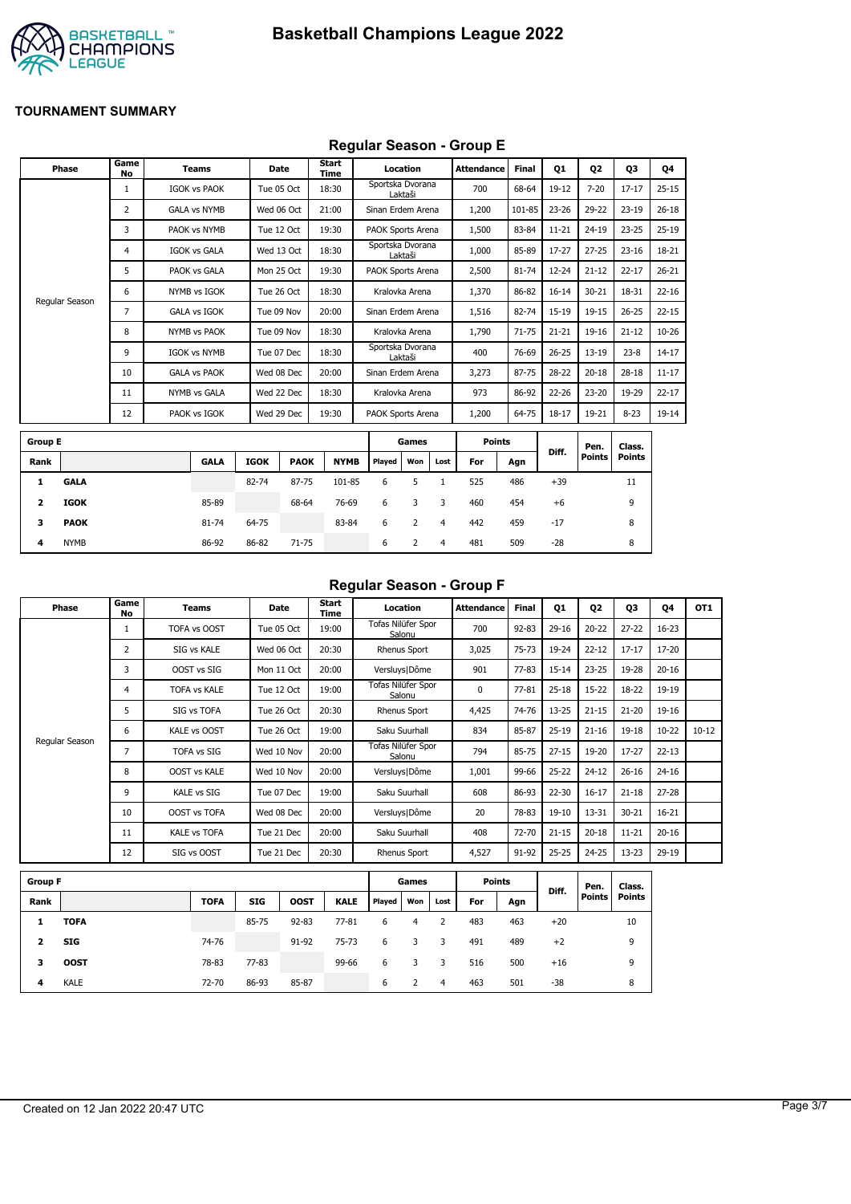# Basketball Champions League 2022

**TOURNAMENT SUMMARY**

## Regular Season - Group E

| Phase | Game No | Teams | Date | Start Time | Location | Attendance | Final | Q1 | Q2 | Q3 | Q4 |
|---|---|---|---|---|---|---|---|---|---|---|---|
| Regular Season | 1 | IGOK vs PAOK | Tue 05 Oct | 18:30 | Sportska Dvorana Laktaši | 700 | 68-64 | 19-12 | 7-20 | 17-17 | 25-15 |
| | 2 | GALA vs NYMB | Wed 06 Oct | 21:00 | Sinan Erdem Arena | 1,200 | 101-85 | 23-26 | 29-22 | 23-19 | 26-18 |
| | 3 | PAOK vs NYMB | Tue 12 Oct | 19:30 | PAOK Sports Arena | 1,500 | 83-84 | 11-21 | 24-19 | 23-25 | 25-19 |
| | 4 | IGOK vs GALA | Wed 13 Oct | 18:30 | Sportska Dvorana Laktaši | 1,000 | 85-89 | 17-27 | 27-25 | 23-16 | 18-21 |
| | 5 | PAOK vs GALA | Mon 25 Oct | 19:30 | PAOK Sports Arena | 2,500 | 81-74 | 12-24 | 21-12 | 22-17 | 26-21 |
| | 6 | NYMB vs IGOK | Tue 26 Oct | 18:30 | Kralovka Arena | 1,370 | 86-82 | 16-14 | 30-21 | 18-31 | 22-16 |
| | 7 | GALA vs IGOK | Tue 09 Nov | 20:00 | Sinan Erdem Arena | 1,516 | 82-74 | 15-19 | 19-15 | 26-25 | 22-15 |
| | 8 | NYMB vs PAOK | Tue 09 Nov | 18:30 | Kralovka Arena | 1,790 | 71-75 | 21-21 | 19-16 | 21-12 | 10-26 |
| | 9 | IGOK vs NYMB | Tue 07 Dec | 18:30 | Sportska Dvorana Laktaši | 400 | 76-69 | 26-25 | 13-19 | 23-8 | 14-17 |
| | 10 | GALA vs PAOK | Wed 08 Dec | 20:00 | Sinan Erdem Arena | 3,273 | 87-75 | 28-22 | 20-18 | 28-18 | 11-17 |
| | 11 | NYMB vs GALA | Wed 22 Dec | 18:30 | Kralovka Arena | 973 | 86-92 | 22-26 | 23-20 | 19-29 | 22-17 |
| | 12 | PAOK vs IGOK | Wed 29 Dec | 19:30 | PAOK Sports Arena | 1,200 | 64-75 | 18-17 | 19-21 | 8-23 | 19-14 |

| Group E | | | | | | Games | | | Points | | Diff. | Pen. Points | Class. Points |
|---|---|---|---|---|---|---|---|---|---|---|---|---|---|
| Rank | | GALA | IGOK | PAOK | NYMB | Played | Won | Lost | For | Agn | | | |
| 1 | **GALA** | | 82-74 | 87-75 | 101-85 | 6 | 5 | 1 | 525 | 486 | +39 | | 11 |
| 2 | **IGOK** | 85-89 | | 68-64 | 76-69 | 6 | 3 | 3 | 460 | 454 | +6 | | 9 |
| 3 | **PAOK** | 81-74 | 64-75 | | 83-84 | 6 | 2 | 4 | 442 | 459 | -17 | | 8 |
| 4 | NYMB | 86-92 | 86-82 | 71-75 | | 6 | 2 | 4 | 481 | 509 | -28 | | 8 |

## Regular Season - Group F

| Phase | Game No | Teams | Date | Start Time | Location | Attendance | Final | Q1 | Q2 | Q3 | Q4 | OT1 |
|---|---|---|---|---|---|---|---|---|---|---|---|---|
| Regular Season | 1 | TOFA vs OOST | Tue 05 Oct | 19:00 | Tofas Nilüfer Spor Salonu | 700 | 92-83 | 29-16 | 20-22 | 27-22 | 16-23 | |
| | 2 | SIG vs KALE | Wed 06 Oct | 20:30 | Rhenus Sport | 3,025 | 75-73 | 19-24 | 22-12 | 17-17 | 17-20 | |
| | 3 | OOST vs SIG | Mon 11 Oct | 20:00 | Versluys\|Dôme | 901 | 77-83 | 15-14 | 23-25 | 19-28 | 20-16 | |
| | 4 | TOFA vs KALE | Tue 12 Oct | 19:00 | Tofas Nilüfer Spor Salonu | 0 | 77-81 | 25-18 | 15-22 | 18-22 | 19-19 | |
| | 5 | SIG vs TOFA | Tue 26 Oct | 20:30 | Rhenus Sport | 4,425 | 74-76 | 13-25 | 21-15 | 21-20 | 19-16 | |
| | 6 | KALE vs OOST | Tue 26 Oct | 19:00 | Saku Suurhall | 834 | 85-87 | 25-19 | 21-16 | 19-18 | 10-22 | 10-12 |
| | 7 | TOFA vs SIG | Wed 10 Nov | 20:00 | Tofas Nilüfer Spor Salonu | 794 | 85-75 | 27-15 | 19-20 | 17-27 | 22-13 | |
| | 8 | OOST vs KALE | Wed 10 Nov | 20:00 | Versluys\|Dôme | 1,001 | 99-66 | 25-22 | 24-12 | 26-16 | 24-16 | |
| | 9 | KALE vs SIG | Tue 07 Dec | 19:00 | Saku Suurhall | 608 | 86-93 | 22-30 | 16-17 | 21-18 | 27-28 | |
| | 10 | OOST vs TOFA | Wed 08 Dec | 20:00 | Versluys\|Dôme | 20 | 78-83 | 19-10 | 13-31 | 30-21 | 16-21 | |
| | 11 | KALE vs TOFA | Tue 21 Dec | 20:00 | Saku Suurhall | 408 | 72-70 | 21-15 | 20-18 | 11-21 | 20-16 | |
| | 12 | SIG vs OOST | Tue 21 Dec | 20:30 | Rhenus Sport | 4,527 | 91-92 | 25-25 | 24-25 | 13-23 | 29-19 | |

| Group F | | | | | | Games | | | Points | | Diff. | Pen. Points | Class. Points |
|---|---|---|---|---|---|---|---|---|---|---|---|---|---|
| Rank | | TOFA | SIG | OOST | KALE | Played | Won | Lost | For | Agn | | | |
| 1 | **TOFA** | | 85-75 | 92-83 | 77-81 | 6 | 4 | 2 | 483 | 463 | +20 | | 10 |
| 2 | **SIG** | 74-76 | | 91-92 | 75-73 | 6 | 3 | 3 | 491 | 489 | +2 | | 9 |
| 3 | **OOST** | 78-83 | 77-83 | | 99-66 | 6 | 3 | 3 | 516 | 500 | +16 | | 9 |
| 4 | KALE | 72-70 | 86-93 | 85-87 | | 6 | 2 | 4 | 463 | 501 | -38 | | 8 |

Created on 12 Jan 2022 20:47 UTC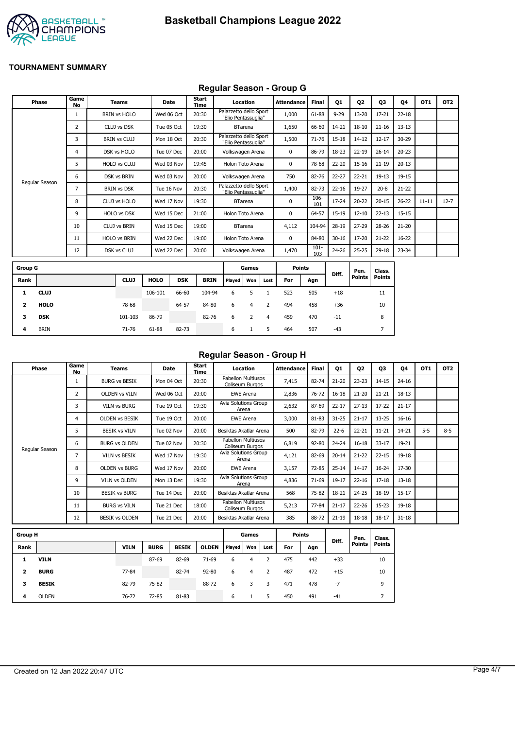# Basketball Champions League 2022

**TOURNAMENT SUMMARY**

## Regular Season - Group G

| Phase | Game No | Teams | Date | Start Time | Location | Attendance | Final | Q1 | Q2 | Q3 | Q4 | OT1 | OT2 |
|---|---|---|---|---|---|---|---|---|---|---|---|---|---|
| Regular Season | 1 | BRIN vs HOLO | Wed 06 Oct | 20:30 | Palazzetto dello Sport "Elio Pentassuglia" | 1,000 | 61-88 | 9-29 | 13-20 | 17-21 | 22-18 | | |
| | 2 | CLUJ vs DSK | Tue 05 Oct | 19:30 | BTarena | 1,650 | 66-60 | 14-21 | 18-10 | 21-16 | 13-13 | | |
| | 3 | BRIN vs CLUJ | Mon 18 Oct | 20:30 | Palazzetto dello Sport "Elio Pentassuglia" | 1,500 | 71-76 | 15-18 | 14-12 | 12-17 | 30-29 | | |
| | 4 | DSK vs HOLO | Tue 07 Dec | 20:00 | Volkswagen Arena | 0 | 86-79 | 18-23 | 22-19 | 26-14 | 20-23 | | |
| | 5 | HOLO vs CLUJ | Wed 03 Nov | 19:45 | Holon Toto Arena | 0 | 78-68 | 22-20 | 15-16 | 21-19 | 20-13 | | |
| | 6 | DSK vs BRIN | Wed 03 Nov | 20:00 | Volkswagen Arena | 750 | 82-76 | 22-27 | 22-21 | 19-13 | 19-15 | | |
| | 7 | BRIN vs DSK | Tue 16 Nov | 20:30 | Palazzetto dello Sport "Elio Pentassuglia" | 1,400 | 82-73 | 22-16 | 19-27 | 20-8 | 21-22 | | |
| | 8 | CLUJ vs HOLO | Wed 17 Nov | 19:30 | BTarena | 0 | 106-101 | 17-24 | 20-22 | 20-15 | 26-22 | 11-11 | 12-7 |
| | 9 | HOLO vs DSK | Wed 15 Dec | 21:00 | Holon Toto Arena | 0 | 64-57 | 15-19 | 12-10 | 22-13 | 15-15 | | |
| | 10 | CLUJ vs BRIN | Wed 15 Dec | 19:00 | BTarena | 4,112 | 104-94 | 28-19 | 27-29 | 28-26 | 21-20 | | |
| | 11 | HOLO vs BRIN | Wed 22 Dec | 19:00 | Holon Toto Arena | 0 | 84-80 | 30-16 | 17-20 | 21-22 | 16-22 | | |
| | 12 | DSK vs CLUJ | Wed 22 Dec | 20:00 | Volkswagen Arena | 1,470 | 101-103 | 24-26 | 25-25 | 29-18 | 23-34 | | |

| Group G | | | | | | Games | | | Points | | Diff. | Pen. Points | Class. Points |
|---|---|---|---|---|---|---|---|---|---|---|---|---|---|
| Rank | | CLUJ | HOLO | DSK | BRIN | Played | Won | Lost | For | Agn | | | |
| 1 | **CLUJ** | | 106-101 | 66-60 | 104-94 | 6 | 5 | 1 | 523 | 505 | +18 | | 11 |
| 2 | **HOLO** | 78-68 | | 64-57 | 84-80 | 6 | 4 | 2 | 494 | 458 | +36 | | 10 |
| 3 | **DSK** | 101-103 | 86-79 | | 82-76 | 6 | 2 | 4 | 459 | 470 | -11 | | 8 |
| 4 | BRIN | 71-76 | 61-88 | 82-73 | | 6 | 1 | 5 | 464 | 507 | -43 | | 7 |

## Regular Season - Group H

| Phase | Game No | Teams | Date | Start Time | Location | Attendance | Final | Q1 | Q2 | Q3 | Q4 | OT1 | OT2 |
|---|---|---|---|---|---|---|---|---|---|---|---|---|---|
| Regular Season | 1 | BURG vs BESIK | Mon 04 Oct | 20:30 | Pabellon Multiusos Coliseum Burgos | 7,415 | 82-74 | 21-20 | 23-23 | 14-15 | 24-16 | | |
| | 2 | OLDEN vs VILN | Wed 06 Oct | 20:00 | EWE Arena | 2,836 | 76-72 | 16-18 | 21-20 | 21-21 | 18-13 | | |
| | 3 | VILN vs BURG | Tue 19 Oct | 19:30 | Avia Solutions Group Arena | 2,632 | 87-69 | 22-17 | 27-13 | 17-22 | 21-17 | | |
| | 4 | OLDEN vs BESIK | Tue 19 Oct | 20:00 | EWE Arena | 3,000 | 81-83 | 31-25 | 21-17 | 13-25 | 16-16 | | |
| | 5 | BESIK vs VILN | Tue 02 Nov | 20:00 | Besiktas Akatlar Arena | 500 | 82-79 | 22-6 | 22-21 | 11-21 | 14-21 | 5-5 | 8-5 |
| | 6 | BURG vs OLDEN | Tue 02 Nov | 20:30 | Pabellon Multiusos Coliseum Burgos | 6,819 | 92-80 | 24-24 | 16-18 | 33-17 | 19-21 | | |
| | 7 | VILN vs BESIK | Wed 17 Nov | 19:30 | Avia Solutions Group Arena | 4,121 | 82-69 | 20-14 | 21-22 | 22-15 | 19-18 | | |
| | 8 | OLDEN vs BURG | Wed 17 Nov | 20:00 | EWE Arena | 3,157 | 72-85 | 25-14 | 14-17 | 16-24 | 17-30 | | |
| | 9 | VILN vs OLDEN | Mon 13 Dec | 19:30 | Avia Solutions Group Arena | 4,836 | 71-69 | 19-17 | 22-16 | 17-18 | 13-18 | | |
| | 10 | BESIK vs BURG | Tue 14 Dec | 20:00 | Besiktas Akatlar Arena | 568 | 75-82 | 18-21 | 24-25 | 18-19 | 15-17 | | |
| | 11 | BURG vs VILN | Tue 21 Dec | 18:00 | Pabellon Multiusos Coliseum Burgos | 5,213 | 77-84 | 21-17 | 22-26 | 15-23 | 19-18 | | |
| | 12 | BESIK vs OLDEN | Tue 21 Dec | 20:00 | Besiktas Akatlar Arena | 385 | 88-72 | 21-19 | 18-18 | 18-17 | 31-18 | | |

| Group H | | | | | | Games | | | Points | | Diff. | Pen. Points | Class. Points |
|---|---|---|---|---|---|---|---|---|---|---|---|---|---|
| Rank | | VILN | BURG | BESIK | OLDEN | Played | Won | Lost | For | Agn | | | |
| 1 | **VILN** | | 87-69 | 82-69 | 71-69 | 6 | 4 | 2 | 475 | 442 | +33 | | 10 |
| 2 | **BURG** | 77-84 | | 82-74 | 92-80 | 6 | 4 | 2 | 487 | 472 | +15 | | 10 |
| 3 | **BESIK** | 82-79 | 75-82 | | 88-72 | 6 | 3 | 3 | 471 | 478 | -7 | | 9 |
| 4 | OLDEN | 76-72 | 72-85 | 81-83 | | 6 | 1 | 5 | 450 | 491 | -41 | | 7 |

Created on 12 Jan 2022 20:47 UTC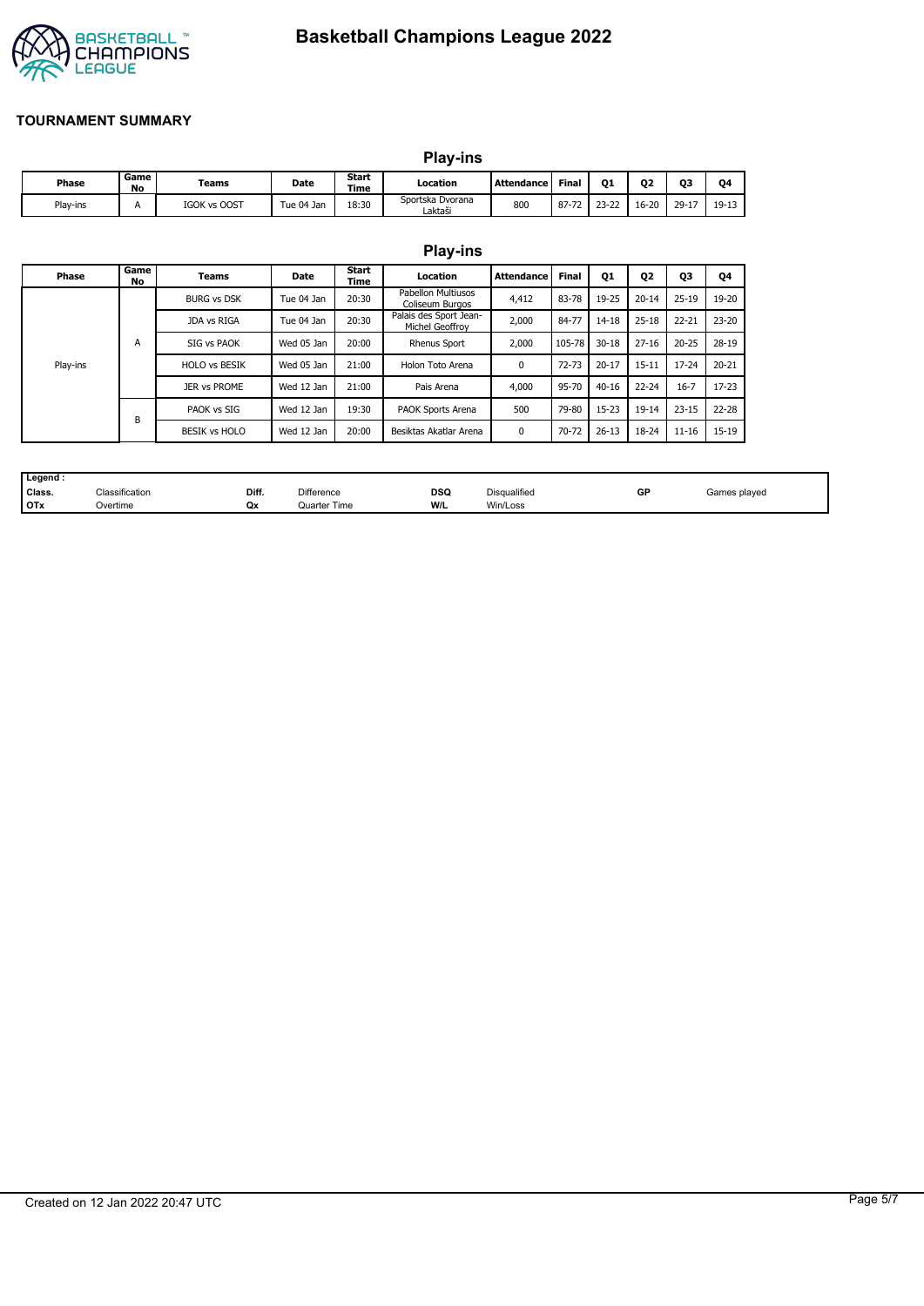# Basketball Champions League 2022

## TOURNAMENT SUMMARY

### Play-ins

| Phase | Game No | Teams | Date | Start Time | Location | Attendance | Final | Q1 | Q2 | Q3 | Q4 |
|---|---|---|---|---|---|---|---|---|---|---|---|
| Play-ins | A | IGOK vs OOST | Tue 04 Jan | 18:30 | Sportska Dvorana Laktaši | 800 | 87-72 | 23-22 | 16-20 | 29-17 | 19-13 |

### Play-ins

| Phase | Game No | Teams | Date | Start Time | Location | Attendance | Final | Q1 | Q2 | Q3 | Q4 |
|---|---|---|---|---|---|---|---|---|---|---|---|
| Play-ins | A | BURG vs DSK | Tue 04 Jan | 20:30 | Pabellon Multiusos Coliseum Burgos | 4,412 | 83-78 | 19-25 | 20-14 | 25-19 | 19-20 |
| | | JDA vs RIGA | Tue 04 Jan | 20:30 | Palais des Sport Jean-Michel Geoffroy | 2,000 | 84-77 | 14-18 | 25-18 | 22-21 | 23-20 |
| | | SIG vs PAOK | Wed 05 Jan | 20:00 | Rhenus Sport | 2,000 | 105-78 | 30-18 | 27-16 | 20-25 | 28-19 |
| | | HOLO vs BESIK | Wed 05 Jan | 21:00 | Holon Toto Arena | 0 | 72-73 | 20-17 | 15-11 | 17-24 | 20-21 |
| | | JER vs PROME | Wed 12 Jan | 21:00 | Pais Arena | 4,000 | 95-70 | 40-16 | 22-24 | 16-7 | 17-23 |
| | B | PAOK vs SIG | Wed 12 Jan | 19:30 | PAOK Sports Arena | 500 | 79-80 | 15-23 | 19-14 | 23-15 | 22-28 |
| | | BESIK vs HOLO | Wed 12 Jan | 20:00 | Besiktas Akatlar Arena | 0 | 70-72 | 26-13 | 18-24 | 11-16 | 15-19 |

| Legend : | | | | | | | |
|---|---|---|---|---|---|---|---|
| Class. | Classification | Diff. | Difference | DSQ | Disqualified | GP | Games played |
| OTx | Overtime | Qx | Quarter Time | W/L | Win/Loss | | |

Created on 12 Jan 2022 20:47 UTC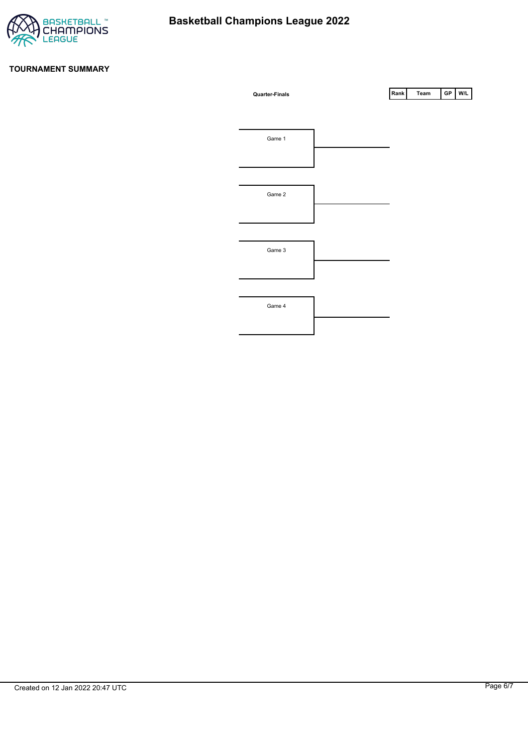# Basketball Champions League 2022

## TOURNAMENT SUMMARY

**Quarter-Finals**

Game 1

Game 2

Game 3

Game 4

| Rank | Team | GP | W/L |
|---|---|---|---|

Created on 12 Jan 2022 20:47 UTC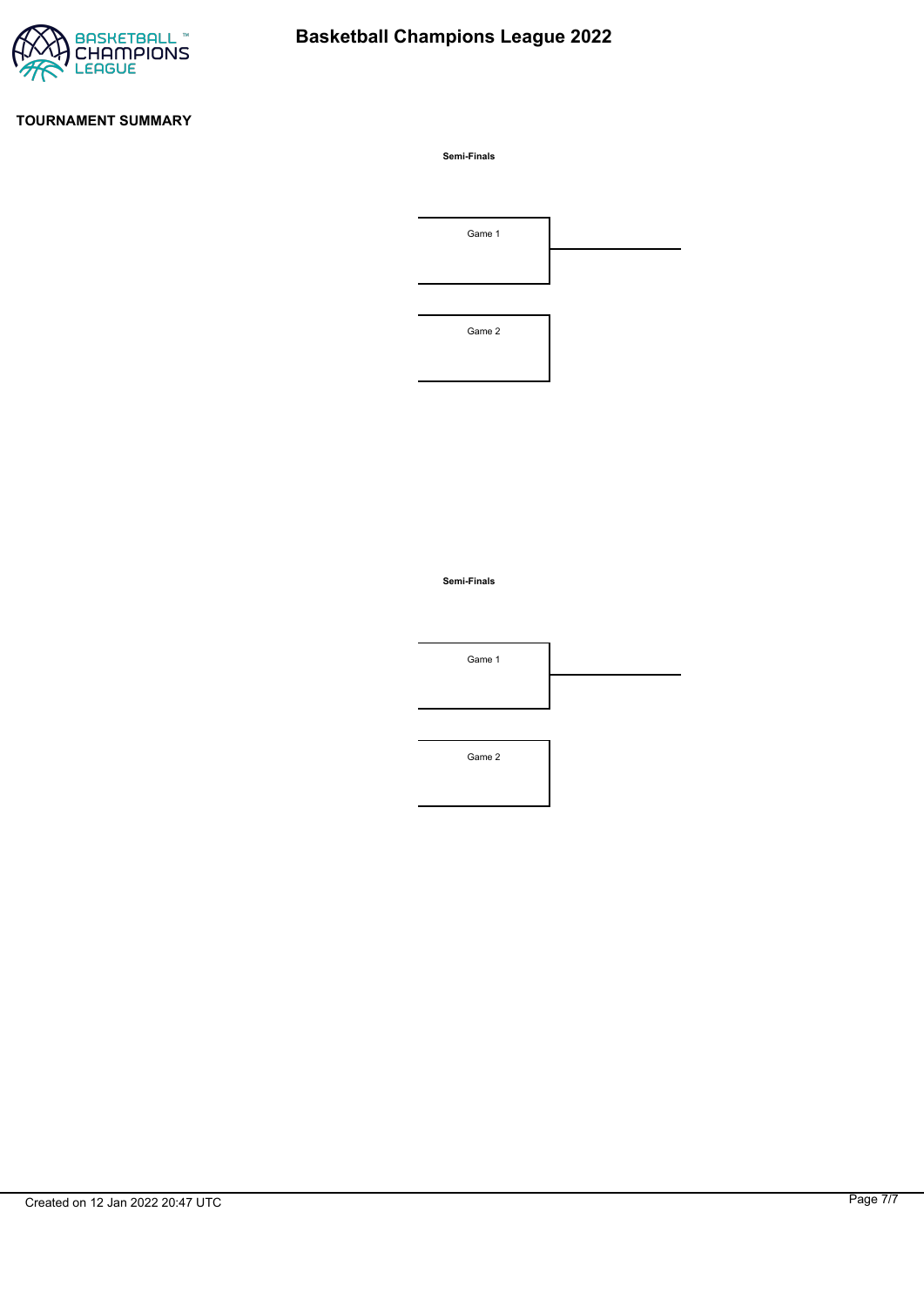# Basketball Champions League 2022

## TOURNAMENT SUMMARY

**Semi-Finals**

Game 1

Game 2

**Semi-Finals**

Game 1

Game 2

Created on 12 Jan 2022 20:47 UTC